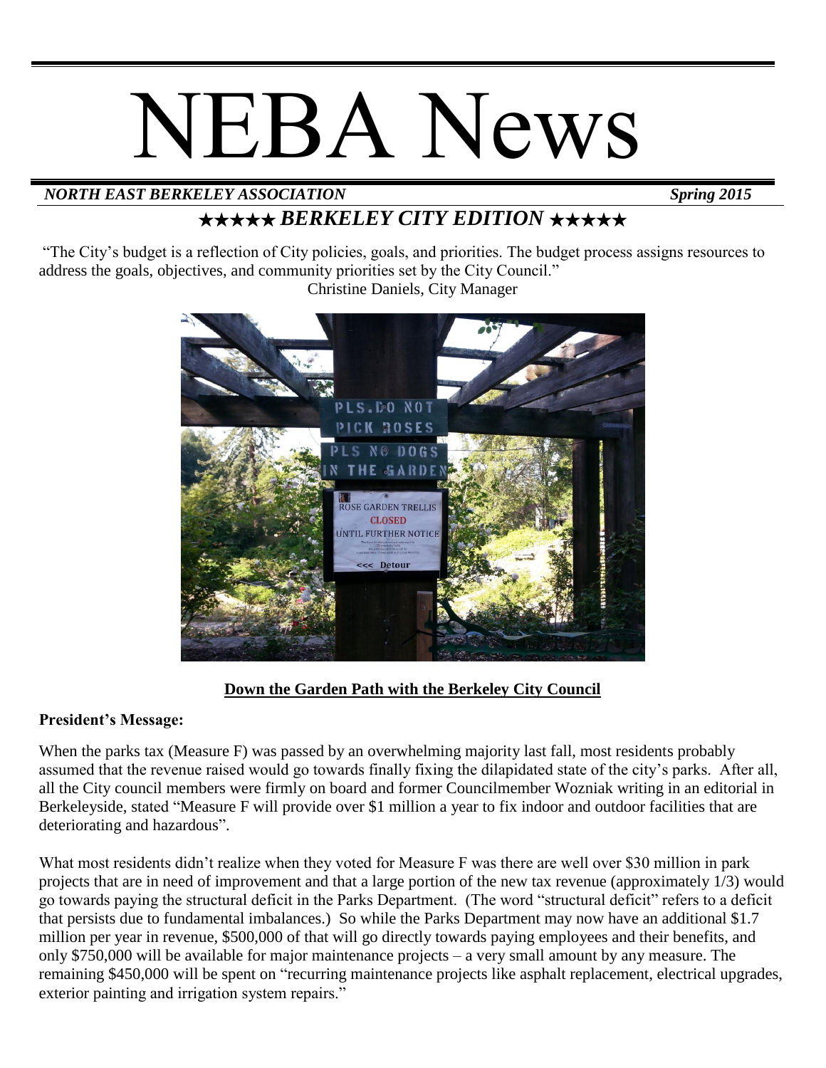# NEBA News

***NORTH EAST BERKELEY ASSOCIATION*** ***Spring 2015***

## ★★★★★ *BERKELEY CITY EDITION* ★★★★★

"The City's budget is a reflection of City policies, goals, and priorities. The budget process assigns resources to address the goals, objectives, and community priorities set by the City Council."
Christine Daniels, City Manager

**Down the Garden Path with the Berkeley City Council**

**President's Message:**

When the parks tax (Measure F) was passed by an overwhelming majority last fall, most residents probably assumed that the revenue raised would go towards finally fixing the dilapidated state of the city's parks. After all, all the City council members were firmly on board and former Councilmember Wozniak writing in an editorial in Berkeleyside, stated "Measure F will provide over $1 million a year to fix indoor and outdoor facilities that are deteriorating and hazardous".

What most residents didn't realize when they voted for Measure F was there are well over $30 million in park projects that are in need of improvement and that a large portion of the new tax revenue (approximately 1/3) would go towards paying the structural deficit in the Parks Department. (The word "structural deficit" refers to a deficit that persists due to fundamental imbalances.) So while the Parks Department may now have an additional $1.7 million per year in revenue, $500,000 of that will go directly towards paying employees and their benefits, and only $750,000 will be available for major maintenance projects – a very small amount by any measure. The remaining $450,000 will be spent on "recurring maintenance projects like asphalt replacement, electrical upgrades, exterior painting and irrigation system repairs."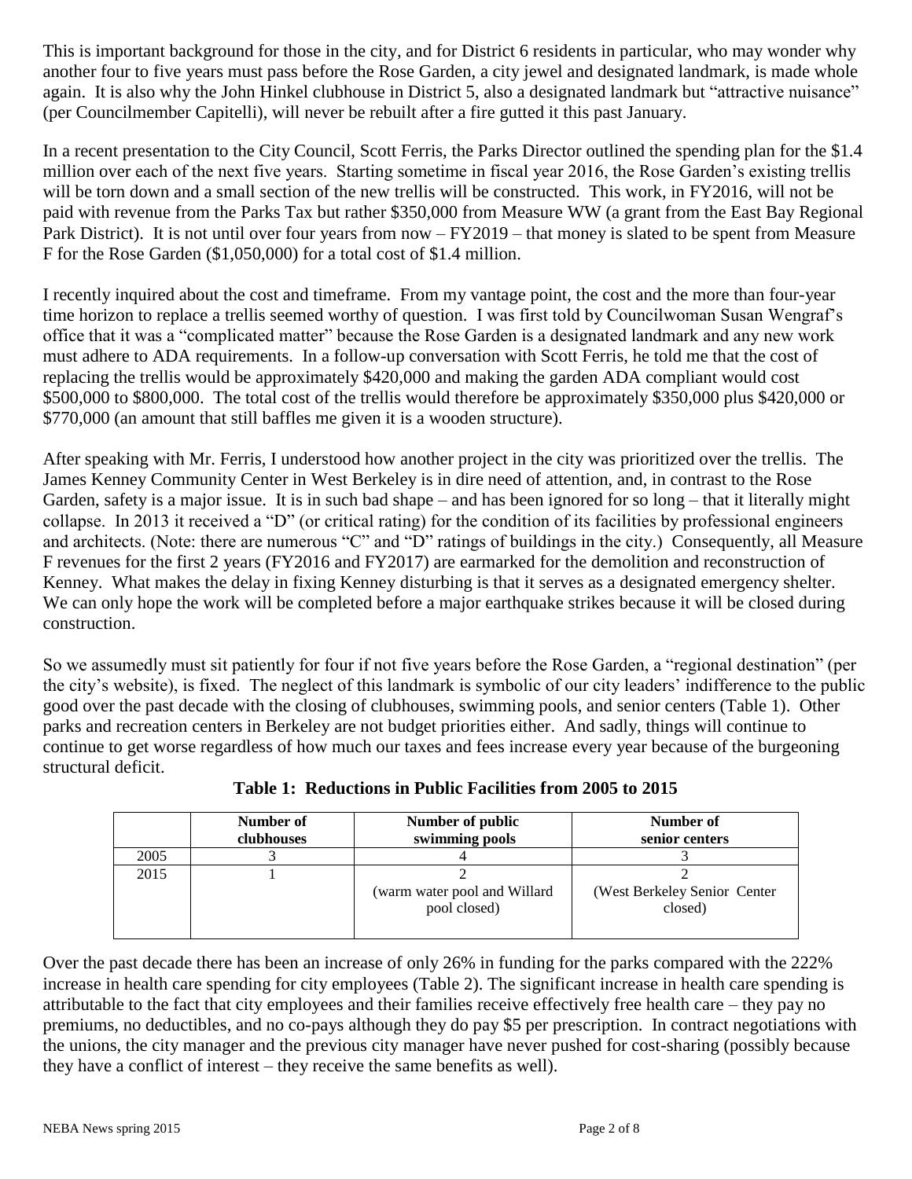This is important background for those in the city, and for District 6 residents in particular, who may wonder why another four to five years must pass before the Rose Garden, a city jewel and designated landmark, is made whole again. It is also why the John Hinkel clubhouse in District 5, also a designated landmark but "attractive nuisance" (per Councilmember Capitelli), will never be rebuilt after a fire gutted it this past January.

In a recent presentation to the City Council, Scott Ferris, the Parks Director outlined the spending plan for the $1.4 million over each of the next five years. Starting sometime in fiscal year 2016, the Rose Garden's existing trellis will be torn down and a small section of the new trellis will be constructed. This work, in FY2016, will not be paid with revenue from the Parks Tax but rather $350,000 from Measure WW (a grant from the East Bay Regional Park District). It is not until over four years from now – FY2019 – that money is slated to be spent from Measure F for the Rose Garden ($1,050,000) for a total cost of $1.4 million.

I recently inquired about the cost and timeframe. From my vantage point, the cost and the more than four-year time horizon to replace a trellis seemed worthy of question. I was first told by Councilwoman Susan Wengraf's office that it was a "complicated matter" because the Rose Garden is a designated landmark and any new work must adhere to ADA requirements. In a follow-up conversation with Scott Ferris, he told me that the cost of replacing the trellis would be approximately $420,000 and making the garden ADA compliant would cost $500,000 to $800,000. The total cost of the trellis would therefore be approximately $350,000 plus $420,000 or $770,000 (an amount that still baffles me given it is a wooden structure).

After speaking with Mr. Ferris, I understood how another project in the city was prioritized over the trellis. The James Kenney Community Center in West Berkeley is in dire need of attention, and, in contrast to the Rose Garden, safety is a major issue. It is in such bad shape – and has been ignored for so long – that it literally might collapse. In 2013 it received a "D" (or critical rating) for the condition of its facilities by professional engineers and architects. (Note: there are numerous "C" and "D" ratings of buildings in the city.) Consequently, all Measure F revenues for the first 2 years (FY2016 and FY2017) are earmarked for the demolition and reconstruction of Kenney. What makes the delay in fixing Kenney disturbing is that it serves as a designated emergency shelter. We can only hope the work will be completed before a major earthquake strikes because it will be closed during construction.

So we assumedly must sit patiently for four if not five years before the Rose Garden, a "regional destination" (per the city's website), is fixed. The neglect of this landmark is symbolic of our city leaders' indifference to the public good over the past decade with the closing of clubhouses, swimming pools, and senior centers (Table 1). Other parks and recreation centers in Berkeley are not budget priorities either. And sadly, things will continue to continue to get worse regardless of how much our taxes and fees increase every year because of the burgeoning structural deficit.

**Table 1: Reductions in Public Facilities from 2005 to 2015**

| | Number of clubhouses | Number of public swimming pools | Number of senior centers |
|---|---|---|---|
| 2005 | 3 | 4 | 3 |
| 2015 | 1 | 2 (warm water pool and Willard pool closed) | 2 (West Berkeley Senior Center closed) |

Over the past decade there has been an increase of only 26% in funding for the parks compared with the 222% increase in health care spending for city employees (Table 2). The significant increase in health care spending is attributable to the fact that city employees and their families receive effectively free health care – they pay no premiums, no deductibles, and no co-pays although they do pay $5 per prescription. In contract negotiations with the unions, the city manager and the previous city manager have never pushed for cost-sharing (possibly because they have a conflict of interest – they receive the same benefits as well).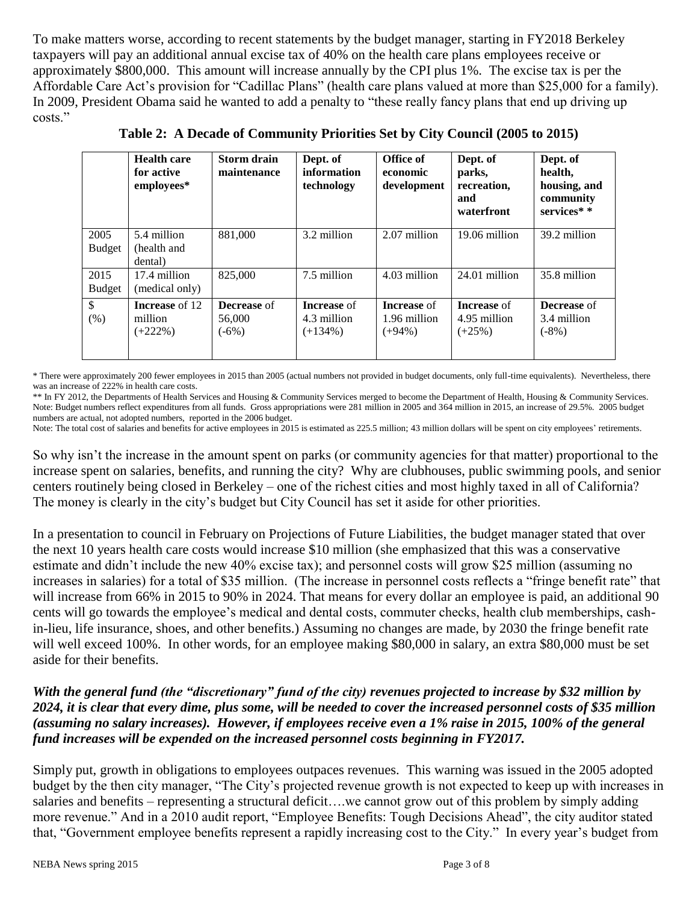To make matters worse, according to recent statements by the budget manager, starting in FY2018 Berkeley taxpayers will pay an additional annual excise tax of 40% on the health care plans employees receive or approximately $800,000. This amount will increase annually by the CPI plus 1%. The excise tax is per the Affordable Care Act's provision for "Cadillac Plans" (health care plans valued at more than $25,000 for a family). In 2009, President Obama said he wanted to add a penalty to "these really fancy plans that end up driving up costs."

**Table 2: A Decade of Community Priorities Set by City Council (2005 to 2015)**

| | **Health care for active employees*** | **Storm drain maintenance** | **Dept. of information technology** | **Office of economic development** | **Dept. of parks, recreation, and waterfront** | **Dept. of health, housing, and community services* *** |
|---|---|---|---|---|---|---|
| 2005 Budget | 5.4 million (health and dental) | 881,000 | 3.2 million | 2.07 million | 19.06 million | 39.2 million |
| 2015 Budget | 17.4 million (medical only) | 825,000 | 7.5 million | 4.03 million | 24.01 million | 35.8 million |
| $ (%) | **Increase** of 12 million (+222%) | **Decrease** of 56,000 (-6%) | **Increase** of 4.3 million (+134%) | **Increase** of 1.96 million (+94%) | **Increase** of 4.95 million (+25%) | **Decrease** of 3.4 million (-8%) |

* There were approximately 200 fewer employees in 2015 than 2005 (actual numbers not provided in budget documents, only full-time equivalents). Nevertheless, there was an increase of 222% in health care costs.

** In FY 2012, the Departments of Health Services and Housing & Community Services merged to become the Department of Health, Housing & Community Services. Note: Budget numbers reflect expenditures from all funds. Gross appropriations were 281 million in 2005 and 364 million in 2015, an increase of 29.5%. 2005 budget numbers are actual, not adopted numbers, reported in the 2006 budget.

Note: The total cost of salaries and benefits for active employees in 2015 is estimated as 225.5 million; 43 million dollars will be spent on city employees' retirements.

So why isn't the increase in the amount spent on parks (or community agencies for that matter) proportional to the increase spent on salaries, benefits, and running the city? Why are clubhouses, public swimming pools, and senior centers routinely being closed in Berkeley – one of the richest cities and most highly taxed in all of California? The money is clearly in the city's budget but City Council has set it aside for other priorities.

In a presentation to council in February on Projections of Future Liabilities, the budget manager stated that over the next 10 years health care costs would increase $10 million (she emphasized that this was a conservative estimate and didn't include the new 40% excise tax); and personnel costs will grow $25 million (assuming no increases in salaries) for a total of $35 million. (The increase in personnel costs reflects a "fringe benefit rate" that will increase from 66% in 2015 to 90% in 2024. That means for every dollar an employee is paid, an additional 90 cents will go towards the employee's medical and dental costs, commuter checks, health club memberships, cash-in-lieu, life insurance, shoes, and other benefits.) Assuming no changes are made, by 2030 the fringe benefit rate will well exceed 100%. In other words, for an employee making $80,000 in salary, an extra $80,000 must be set aside for their benefits.

***With the general fund (the "discretionary" fund of the city) revenues projected to increase by $32 million by 2024, it is clear that every dime, plus some, will be needed to cover the increased personnel costs of $35 million (assuming no salary increases). However, if employees receive even a 1% raise in 2015, 100% of the general fund increases will be expended on the increased personnel costs beginning in FY2017.***

Simply put, growth in obligations to employees outpaces revenues. This warning was issued in the 2005 adopted budget by the then city manager, "The City's projected revenue growth is not expected to keep up with increases in salaries and benefits – representing a structural deficit….we cannot grow out of this problem by simply adding more revenue." And in a 2010 audit report, "Employee Benefits: Tough Decisions Ahead", the city auditor stated that, "Government employee benefits represent a rapidly increasing cost to the City." In every year's budget from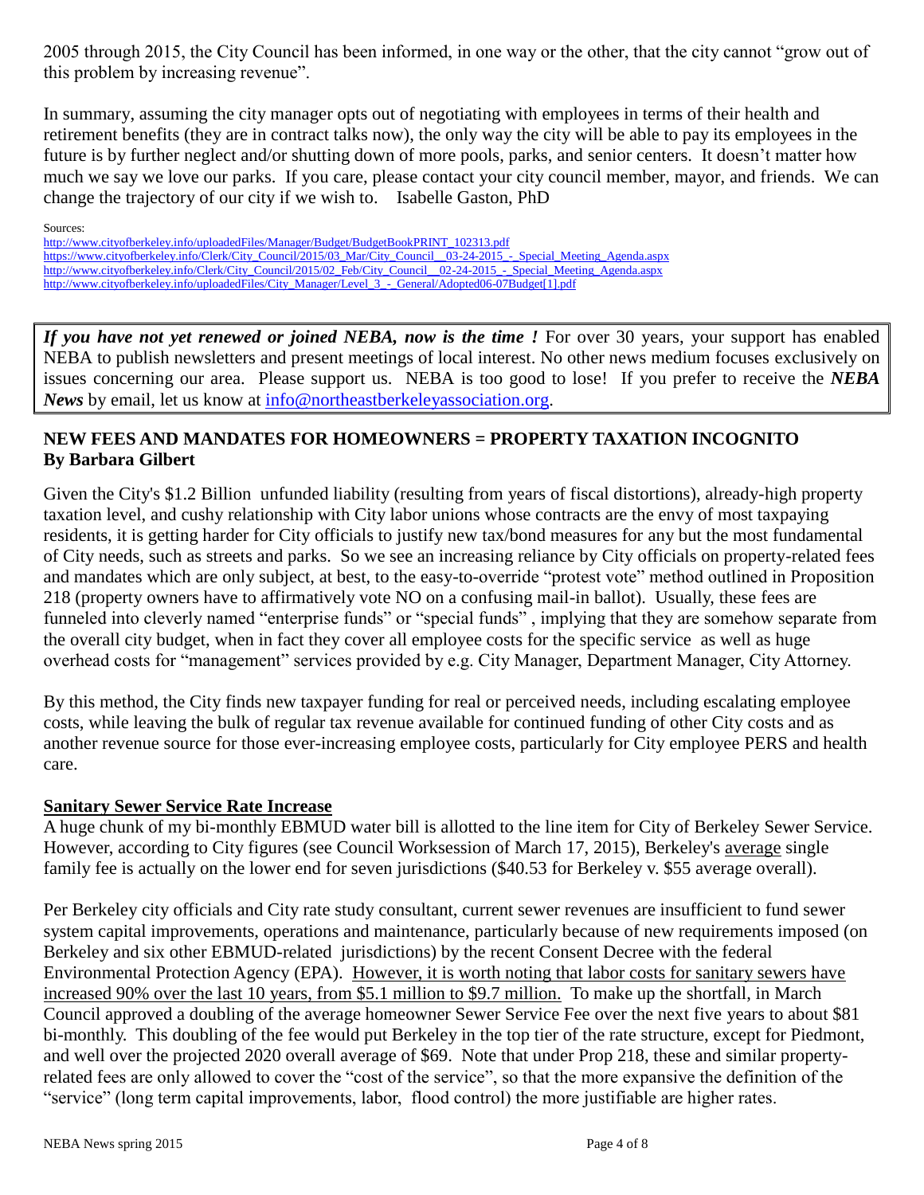2005 through 2015, the City Council has been informed, in one way or the other, that the city cannot "grow out of this problem by increasing revenue".

In summary, assuming the city manager opts out of negotiating with employees in terms of their health and retirement benefits (they are in contract talks now), the only way the city will be able to pay its employees in the future is by further neglect and/or shutting down of more pools, parks, and senior centers. It doesn't matter how much we say we love our parks. If you care, please contact your city council member, mayor, and friends. We can change the trajectory of our city if we wish to. Isabelle Gaston, PhD

Sources:
http://www.cityofberkeley.info/uploadedFiles/Manager/Budget/BudgetBookPRINT_102313.pdf
https://www.cityofberkeley.info/Clerk/City_Council/2015/03_Mar/City_Council__03-24-2015_-_Special_Meeting_Agenda.aspx
http://www.cityofberkeley.info/Clerk/City_Council/2015/02_Feb/City_Council__02-24-2015_-_Special_Meeting_Agenda.aspx
http://www.cityofberkeley.info/uploadedFiles/City_Manager/Level_3_-_General/Adopted06-07Budget[1].pdf

***If you have not yet renewed or joined NEBA, now is the time !*** For over 30 years, your support has enabled NEBA to publish newsletters and present meetings of local interest. No other news medium focuses exclusively on issues concerning our area. Please support us. NEBA is too good to lose! If you prefer to receive the ***NEBA News*** by email, let us know at info@northeastberkeleyassociation.org.

## NEW FEES AND MANDATES FOR HOMEOWNERS = PROPERTY TAXATION INCOGNITO
**By Barbara Gilbert**

Given the City's $1.2 Billion unfunded liability (resulting from years of fiscal distortions), already-high property taxation level, and cushy relationship with City labor unions whose contracts are the envy of most taxpaying residents, it is getting harder for City officials to justify new tax/bond measures for any but the most fundamental of City needs, such as streets and parks. So we see an increasing reliance by City officials on property-related fees and mandates which are only subject, at best, to the easy-to-override "protest vote" method outlined in Proposition 218 (property owners have to affirmatively vote NO on a confusing mail-in ballot). Usually, these fees are funneled into cleverly named "enterprise funds" or "special funds" , implying that they are somehow separate from the overall city budget, when in fact they cover all employee costs for the specific service as well as huge overhead costs for "management" services provided by e.g. City Manager, Department Manager, City Attorney.

By this method, the City finds new taxpayer funding for real or perceived needs, including escalating employee costs, while leaving the bulk of regular tax revenue available for continued funding of other City costs and as another revenue source for those ever-increasing employee costs, particularly for City employee PERS and health care.

### Sanitary Sewer Service Rate Increase

A huge chunk of my bi-monthly EBMUD water bill is allotted to the line item for City of Berkeley Sewer Service. However, according to City figures (see Council Worksession of March 17, 2015), Berkeley's average single family fee is actually on the lower end for seven jurisdictions ($40.53 for Berkeley v. $55 average overall).

Per Berkeley city officials and City rate study consultant, current sewer revenues are insufficient to fund sewer system capital improvements, operations and maintenance, particularly because of new requirements imposed (on Berkeley and six other EBMUD-related jurisdictions) by the recent Consent Decree with the federal Environmental Protection Agency (EPA). However, it is worth noting that labor costs for sanitary sewers have increased 90% over the last 10 years, from $5.1 million to $9.7 million. To make up the shortfall, in March Council approved a doubling of the average homeowner Sewer Service Fee over the next five years to about $81 bi-monthly. This doubling of the fee would put Berkeley in the top tier of the rate structure, except for Piedmont, and well over the projected 2020 overall average of $69. Note that under Prop 218, these and similar property-related fees are only allowed to cover the "cost of the service", so that the more expansive the definition of the "service" (long term capital improvements, labor, flood control) the more justifiable are higher rates.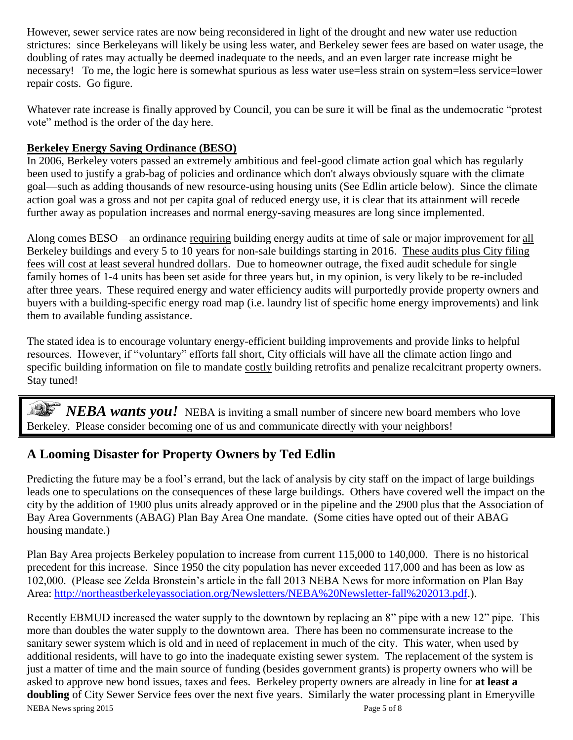However, sewer service rates are now being reconsidered in light of the drought and new water use reduction strictures: since Berkeleyans will likely be using less water, and Berkeley sewer fees are based on water usage, the doubling of rates may actually be deemed inadequate to the needs, and an even larger rate increase might be necessary! To me, the logic here is somewhat spurious as less water use=less strain on system=less service=lower repair costs. Go figure.

Whatever rate increase is finally approved by Council, you can be sure it will be final as the undemocratic "protest vote" method is the order of the day here.

**Berkeley Energy Saving Ordinance (BESO)**

In 2006, Berkeley voters passed an extremely ambitious and feel-good climate action goal which has regularly been used to justify a grab-bag of policies and ordinance which don't always obviously square with the climate goal—such as adding thousands of new resource-using housing units (See Edlin article below). Since the climate action goal was a gross and not per capita goal of reduced energy use, it is clear that its attainment will recede further away as population increases and normal energy-saving measures are long since implemented.

Along comes BESO—an ordinance requiring building energy audits at time of sale or major improvement for all Berkeley buildings and every 5 to 10 years for non-sale buildings starting in 2016. These audits plus City filing fees will cost at least several hundred dollars. Due to homeowner outrage, the fixed audit schedule for single family homes of 1-4 units has been set aside for three years but, in my opinion, is very likely to be re-included after three years. These required energy and water efficiency audits will purportedly provide property owners and buyers with a building-specific energy road map (i.e. laundry list of specific home energy improvements) and link them to available funding assistance.

The stated idea is to encourage voluntary energy-efficient building improvements and provide links to helpful resources. However, if "voluntary" efforts fall short, City officials will have all the climate action lingo and specific building information on file to mandate costly building retrofits and penalize recalcitrant property owners. Stay tuned!

> ***NEBA wants you!*** NEBA is inviting a small number of sincere new board members who love Berkeley. Please consider becoming one of us and communicate directly with your neighbors!

## A Looming Disaster for Property Owners by Ted Edlin

Predicting the future may be a fool's errand, but the lack of analysis by city staff on the impact of large buildings leads one to speculations on the consequences of these large buildings. Others have covered well the impact on the city by the addition of 1900 plus units already approved or in the pipeline and the 2900 plus that the Association of Bay Area Governments (ABAG) Plan Bay Area One mandate. (Some cities have opted out of their ABAG housing mandate.)

Plan Bay Area projects Berkeley population to increase from current 115,000 to 140,000. There is no historical precedent for this increase. Since 1950 the city population has never exceeded 117,000 and has been as low as 102,000. (Please see Zelda Bronstein's article in the fall 2013 NEBA News for more information on Plan Bay Area: http://northeastberkeleyassociation.org/Newsletters/NEBA%20Newsletter-fall%202013.pdf.).

Recently EBMUD increased the water supply to the downtown by replacing an 8" pipe with a new 12" pipe. This more than doubles the water supply to the downtown area. There has been no commensurate increase to the sanitary sewer system which is old and in need of replacement in much of the city. This water, when used by additional residents, will have to go into the inadequate existing sewer system. The replacement of the system is just a matter of time and the main source of funding (besides government grants) is property owners who will be asked to approve new bond issues, taxes and fees. Berkeley property owners are already in line for **at least a doubling** of City Sewer Service fees over the next five years. Similarly the water processing plant in Emeryville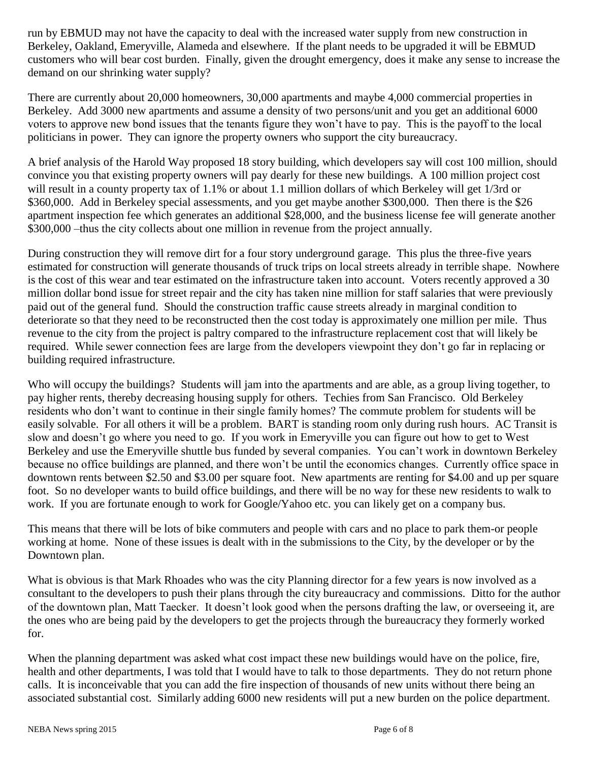run by EBMUD may not have the capacity to deal with the increased water supply from new construction in Berkeley, Oakland, Emeryville, Alameda and elsewhere. If the plant needs to be upgraded it will be EBMUD customers who will bear cost burden. Finally, given the drought emergency, does it make any sense to increase the demand on our shrinking water supply?

There are currently about 20,000 homeowners, 30,000 apartments and maybe 4,000 commercial properties in Berkeley. Add 3000 new apartments and assume a density of two persons/unit and you get an additional 6000 voters to approve new bond issues that the tenants figure they won't have to pay. This is the payoff to the local politicians in power. They can ignore the property owners who support the city bureaucracy.

A brief analysis of the Harold Way proposed 18 story building, which developers say will cost 100 million, should convince you that existing property owners will pay dearly for these new buildings. A 100 million project cost will result in a county property tax of 1.1% or about 1.1 million dollars of which Berkeley will get 1/3rd or \$360,000. Add in Berkeley special assessments, and you get maybe another \$300,000. Then there is the \$26 apartment inspection fee which generates an additional \$28,000, and the business license fee will generate another \$300,000 –thus the city collects about one million in revenue from the project annually.

During construction they will remove dirt for a four story underground garage. This plus the three-five years estimated for construction will generate thousands of truck trips on local streets already in terrible shape. Nowhere is the cost of this wear and tear estimated on the infrastructure taken into account. Voters recently approved a 30 million dollar bond issue for street repair and the city has taken nine million for staff salaries that were previously paid out of the general fund. Should the construction traffic cause streets already in marginal condition to deteriorate so that they need to be reconstructed then the cost today is approximately one million per mile. Thus revenue to the city from the project is paltry compared to the infrastructure replacement cost that will likely be required. While sewer connection fees are large from the developers viewpoint they don't go far in replacing or building required infrastructure.

Who will occupy the buildings? Students will jam into the apartments and are able, as a group living together, to pay higher rents, thereby decreasing housing supply for others. Techies from San Francisco. Old Berkeley residents who don't want to continue in their single family homes? The commute problem for students will be easily solvable. For all others it will be a problem. BART is standing room only during rush hours. AC Transit is slow and doesn't go where you need to go. If you work in Emeryville you can figure out how to get to West Berkeley and use the Emeryville shuttle bus funded by several companies. You can't work in downtown Berkeley because no office buildings are planned, and there won't be until the economics changes. Currently office space in downtown rents between \$2.50 and \$3.00 per square foot. New apartments are renting for \$4.00 and up per square foot. So no developer wants to build office buildings, and there will be no way for these new residents to walk to work. If you are fortunate enough to work for Google/Yahoo etc. you can likely get on a company bus.

This means that there will be lots of bike commuters and people with cars and no place to park them-or people working at home. None of these issues is dealt with in the submissions to the City, by the developer or by the Downtown plan.

What is obvious is that Mark Rhoades who was the city Planning director for a few years is now involved as a consultant to the developers to push their plans through the city bureaucracy and commissions. Ditto for the author of the downtown plan, Matt Taecker. It doesn't look good when the persons drafting the law, or overseeing it, are the ones who are being paid by the developers to get the projects through the bureaucracy they formerly worked for.

When the planning department was asked what cost impact these new buildings would have on the police, fire, health and other departments, I was told that I would have to talk to those departments. They do not return phone calls. It is inconceivable that you can add the fire inspection of thousands of new units without there being an associated substantial cost. Similarly adding 6000 new residents will put a new burden on the police department.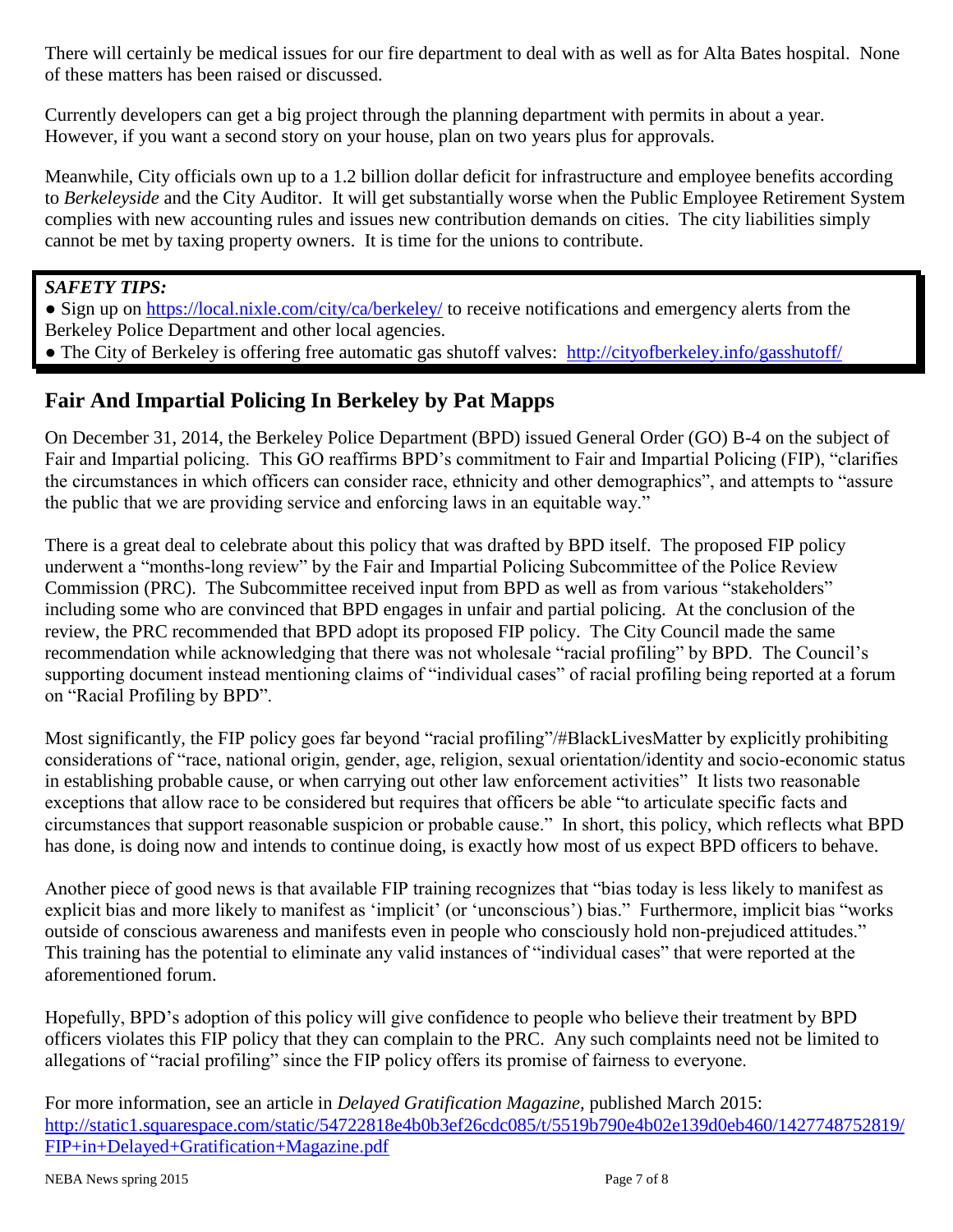There will certainly be medical issues for our fire department to deal with as well as for Alta Bates hospital. None of these matters has been raised or discussed.

Currently developers can get a big project through the planning department with permits in about a year. However, if you want a second story on your house, plan on two years plus for approvals.

Meanwhile, City officials own up to a 1.2 billion dollar deficit for infrastructure and employee benefits according to *Berkeleyside* and the City Auditor. It will get substantially worse when the Public Employee Retirement System complies with new accounting rules and issues new contribution demands on cities. The city liabilities simply cannot be met by taxing property owners. It is time for the unions to contribute.

***SAFETY TIPS:***

- Sign up on https://local.nixle.com/city/ca/berkeley/ to receive notifications and emergency alerts from the Berkeley Police Department and other local agencies.
- The City of Berkeley is offering free automatic gas shutoff valves: http://cityofberkeley.info/gasshutoff/

## Fair And Impartial Policing In Berkeley by Pat Mapps

On December 31, 2014, the Berkeley Police Department (BPD) issued General Order (GO) B-4 on the subject of Fair and Impartial policing. This GO reaffirms BPD's commitment to Fair and Impartial Policing (FIP), "clarifies the circumstances in which officers can consider race, ethnicity and other demographics", and attempts to "assure the public that we are providing service and enforcing laws in an equitable way."

There is a great deal to celebrate about this policy that was drafted by BPD itself. The proposed FIP policy underwent a "months-long review" by the Fair and Impartial Policing Subcommittee of the Police Review Commission (PRC). The Subcommittee received input from BPD as well as from various "stakeholders" including some who are convinced that BPD engages in unfair and partial policing. At the conclusion of the review, the PRC recommended that BPD adopt its proposed FIP policy. The City Council made the same recommendation while acknowledging that there was not wholesale "racial profiling" by BPD. The Council's supporting document instead mentioning claims of "individual cases" of racial profiling being reported at a forum on "Racial Profiling by BPD".

Most significantly, the FIP policy goes far beyond "racial profiling"/#BlackLivesMatter by explicitly prohibiting considerations of "race, national origin, gender, age, religion, sexual orientation/identity and socio-economic status in establishing probable cause, or when carrying out other law enforcement activities" It lists two reasonable exceptions that allow race to be considered but requires that officers be able "to articulate specific facts and circumstances that support reasonable suspicion or probable cause." In short, this policy, which reflects what BPD has done, is doing now and intends to continue doing, is exactly how most of us expect BPD officers to behave.

Another piece of good news is that available FIP training recognizes that "bias today is less likely to manifest as explicit bias and more likely to manifest as 'implicit' (or 'unconscious') bias." Furthermore, implicit bias "works outside of conscious awareness and manifests even in people who consciously hold non-prejudiced attitudes." This training has the potential to eliminate any valid instances of "individual cases" that were reported at the aforementioned forum.

Hopefully, BPD's adoption of this policy will give confidence to people who believe their treatment by BPD officers violates this FIP policy that they can complain to the PRC. Any such complaints need not be limited to allegations of "racial profiling" since the FIP policy offers its promise of fairness to everyone.

For more information, see an article in *Delayed Gratification Magazine,* published March 2015: http://static1.squarespace.com/static/54722818e4b0b3ef26cdc085/t/5519b790e4b02e139d0eb460/1427748752819/FIP+in+Delayed+Gratification+Magazine.pdf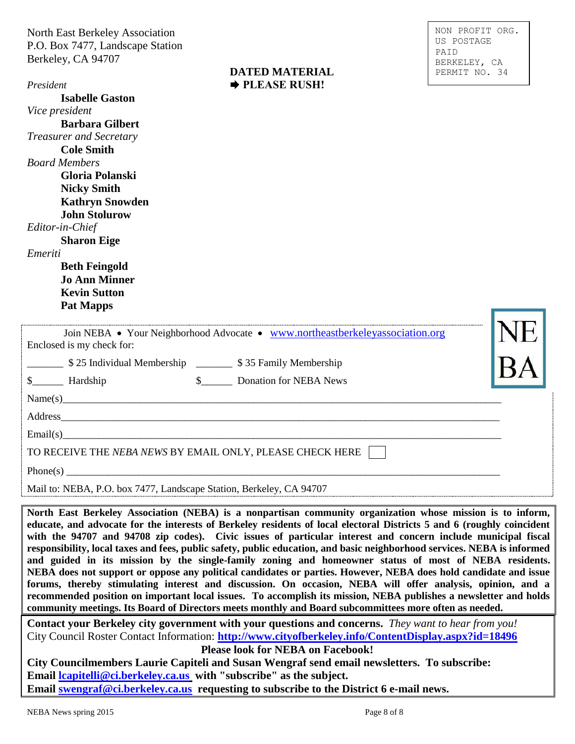North East Berkeley Association
P.O. Box 7477, Landscape Station
Berkeley, CA 94707

NON PROFIT ORG.
US POSTAGE
PAID
BERKELEY, CA
PERMIT NO. 34

**DATED MATERIAL**
**➡ PLEASE RUSH!**

*President*
**Isabelle Gaston**
*Vice president*
**Barbara Gilbert**
*Treasurer and Secretary*
**Cole Smith**
*Board Members*
**Gloria Polanski**
**Nicky Smith**
**Kathryn Snowden**
**John Stolurow**
*Editor-in-Chief*
**Sharon Eige**
*Emeriti*
**Beth Feingold**
**Jo Ann Minner**
**Kevin Sutton**
**Pat Mapps**

NE
BA

Join NEBA • Your Neighborhood Advocate • www.northeastberkeleyassociation.org

Enclosed is my check for:

_______ $ 25 Individual Membership _______ $ 35 Family Membership

$______ Hardship $______ Donation for NEBA News

Name(s)_______________________________________________

Address_______________________________________________

Email(s)_______________________________________________

TO RECEIVE THE *NEBA NEWS* BY EMAIL ONLY, PLEASE CHECK HERE ☐

Phone(s) _______________________________________________

Mail to: NEBA, P.O. box 7477, Landscape Station, Berkeley, CA 94707

**North East Berkeley Association (NEBA) is a nonpartisan community organization whose mission is to inform, educate, and advocate for the interests of Berkeley residents of local electoral Districts 5 and 6 (roughly coincident with the 94707 and 94708 zip codes). Civic issues of particular interest and concern include municipal fiscal responsibility, local taxes and fees, public safety, public education, and basic neighborhood services. NEBA is informed and guided in its mission by the single-family zoning and homeowner status of most of NEBA residents. NEBA does not support or oppose any political candidates or parties. However, NEBA does hold candidate and issue forums, thereby stimulating interest and discussion. On occasion, NEBA will offer analysis, opinion, and a recommended position on important local issues. To accomplish its mission, NEBA publishes a newsletter and holds community meetings. Its Board of Directors meets monthly and Board subcommittees more often as needed.**

**Contact your Berkeley city government with your questions and concerns.** *They want to hear from you!*
City Council Roster Contact Information: **http://www.cityofberkeley.info/ContentDisplay.aspx?id=18496**

**Please look for NEBA on Facebook!**

**City Councilmembers Laurie Capiteli and Susan Wengraf send email newsletters. To subscribe:**
**Email lcapitelli@ci.berkeley.ca.us with "subscribe" as the subject.**
**Email swengraf@ci.berkeley.ca.us requesting to subscribe to the District 6 e-mail news.**

NEBA News spring 2015